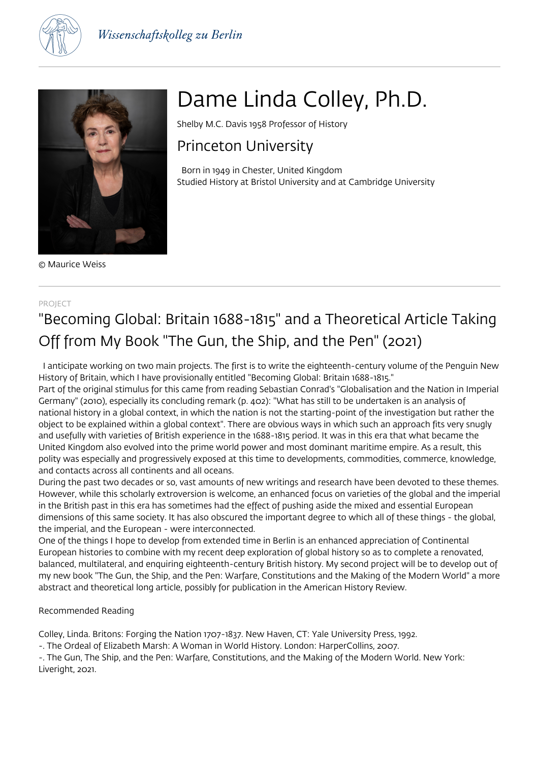Wissenschaftskolleg zu Berlin

# Dame Linda Colley, Ph.D.

Shelby M.C. Davis 1958 Professor of History

## Princeton University

Born in 1949 in Chester, United Kingdom
Studied History at Bristol University and at Cambridge University

© Maurice Weiss

PROJECT

## "Becoming Global: Britain 1688-1815" and a Theoretical Article Taking Off from My Book "The Gun, the Ship, and the Pen" (2021)

I anticipate working on two main projects. The first is to write the eighteenth-century volume of the Penguin New History of Britain, which I have provisionally entitled "Becoming Global: Britain 1688-1815."
Part of the original stimulus for this came from reading Sebastian Conrad's "Globalisation and the Nation in Imperial Germany" (2010), especially its concluding remark (p. 402): "What has still to be undertaken is an analysis of national history in a global context, in which the nation is not the starting-point of the investigation but rather the object to be explained within a global context". There are obvious ways in which such an approach fits very snugly and usefully with varieties of British experience in the 1688-1815 period. It was in this era that what became the United Kingdom also evolved into the prime world power and most dominant maritime empire. As a result, this polity was especially and progressively exposed at this time to developments, commodities, commerce, knowledge, and contacts across all continents and all oceans.
During the past two decades or so, vast amounts of new writings and research have been devoted to these themes. However, while this scholarly extroversion is welcome, an enhanced focus on varieties of the global and the imperial in the British past in this era has sometimes had the effect of pushing aside the mixed and essential European dimensions of this same society. It has also obscured the important degree to which all of these things - the global, the imperial, and the European - were interconnected.
One of the things I hope to develop from extended time in Berlin is an enhanced appreciation of Continental European histories to combine with my recent deep exploration of global history so as to complete a renovated, balanced, multilateral, and enquiring eighteenth-century British history. My second project will be to develop out of my new book "The Gun, the Ship, and the Pen: Warfare, Constitutions and the Making of the Modern World" a more abstract and theoretical long article, possibly for publication in the American History Review.

Recommended Reading

Colley, Linda. Britons: Forging the Nation 1707-1837. New Haven, CT: Yale University Press, 1992.
-. The Ordeal of Elizabeth Marsh: A Woman in World History. London: HarperCollins, 2007.
-. The Gun, The Ship, and the Pen: Warfare, Constitutions, and the Making of the Modern World. New York: Liveright, 2021.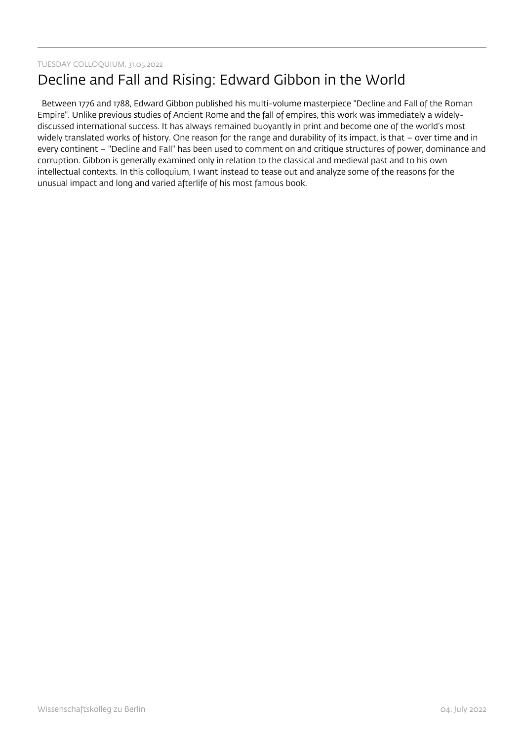TUESDAY COLLOQUIUM, 31.05.2022

# Decline and Fall and Rising: Edward Gibbon in the World

Between 1776 and 1788, Edward Gibbon published his multi-volume masterpiece "Decline and Fall of the Roman Empire". Unlike previous studies of Ancient Rome and the fall of empires, this work was immediately a widely-discussed international success. It has always remained buoyantly in print and become one of the world's most widely translated works of history. One reason for the range and durability of its impact, is that – over time and in every continent – "Decline and Fall" has been used to comment on and critique structures of power, dominance and corruption. Gibbon is generally examined only in relation to the classical and medieval past and to his own intellectual contexts. In this colloquium, I want instead to tease out and analyze some of the reasons for the unusual impact and long and varied afterlife of his most famous book.